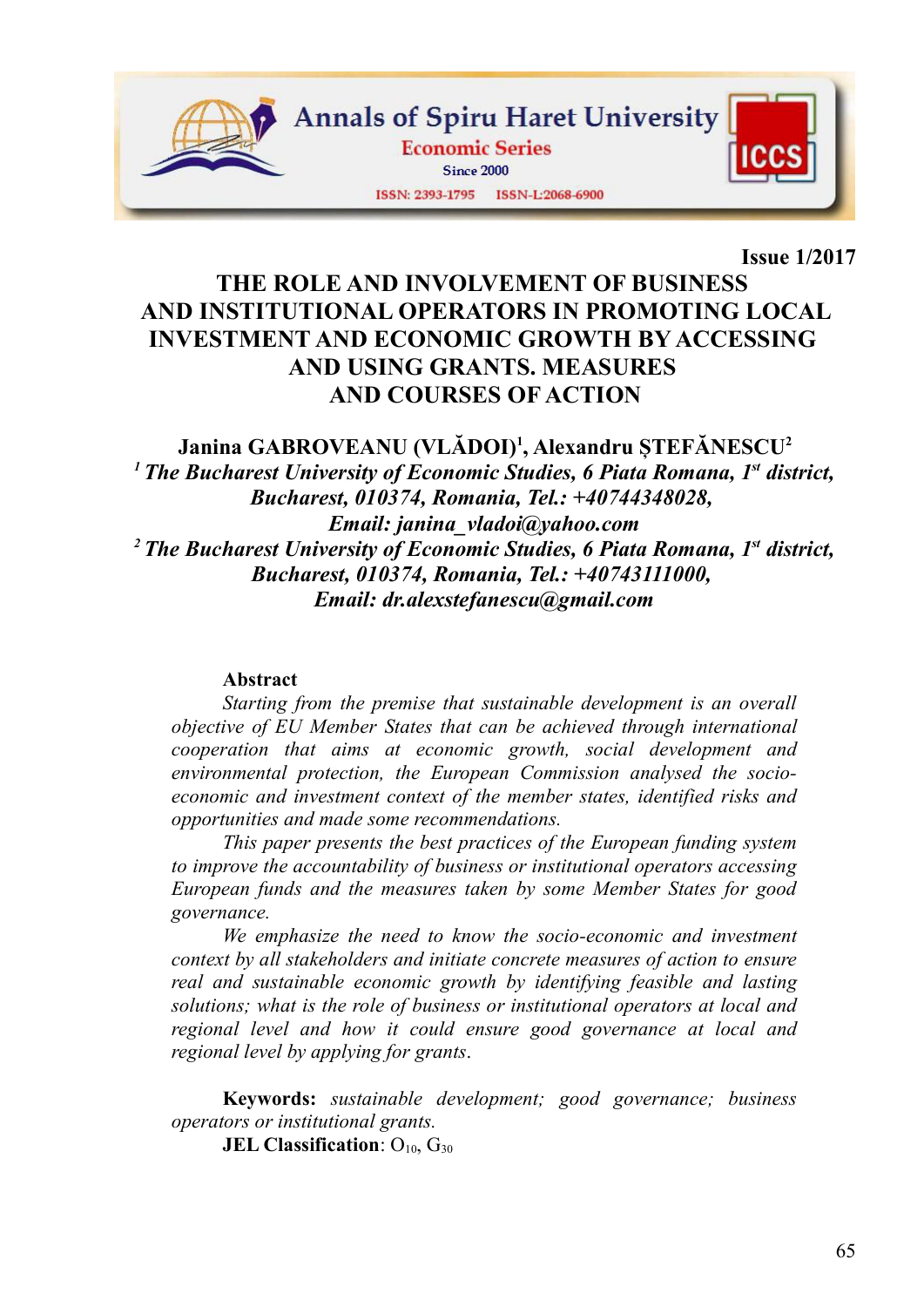Issue 1/2017

# THE ROLE AND INVOLVEMENT OF BUSINESS AND INSTITUTIONAL OPERATORS IN PROMOTING LOCAL INVESTMENT AND ECONOMIC GROWTH BY ACCESSING AND USING GRANTS. MEASURES AND COURSES OF ACTION

**Janina GABROVEANU (VLĂDOI)[1], Alexandru ȘTEFĂNESCU[2]**

*[1] The Bucharest University of Economic Studies, 6 Piata Romana, 1st district, Bucharest, 010374, Romania, Tel.: +40744348028, Email: janina_vladoi@yahoo.com*

*[2] The Bucharest University of Economic Studies, 6 Piata Romana, 1st district, Bucharest, 010374, Romania, Tel.: +40743111000, Email: dr.alexstefanescu@gmail.com*

**Abstract**

*Starting from the premise that sustainable development is an overall objective of EU Member States that can be achieved through international cooperation that aims at economic growth, social development and environmental protection, the European Commission analysed the socio-economic and investment context of the member states, identified risks and opportunities and made some recommendations.*

*This paper presents the best practices of the European funding system to improve the accountability of business or institutional operators accessing European funds and the measures taken by some Member States for good governance.*

*We emphasize the need to know the socio-economic and investment context by all stakeholders and initiate concrete measures of action to ensure real and sustainable economic growth by identifying feasible and lasting solutions; what is the role of business or institutional operators at local and regional level and how it could ensure good governance at local and regional level by applying for grants.*

**Keywords:** *sustainable development; good governance; business operators or institutional grants.*

**JEL Classification**: $O_{10}$, $G_{30}$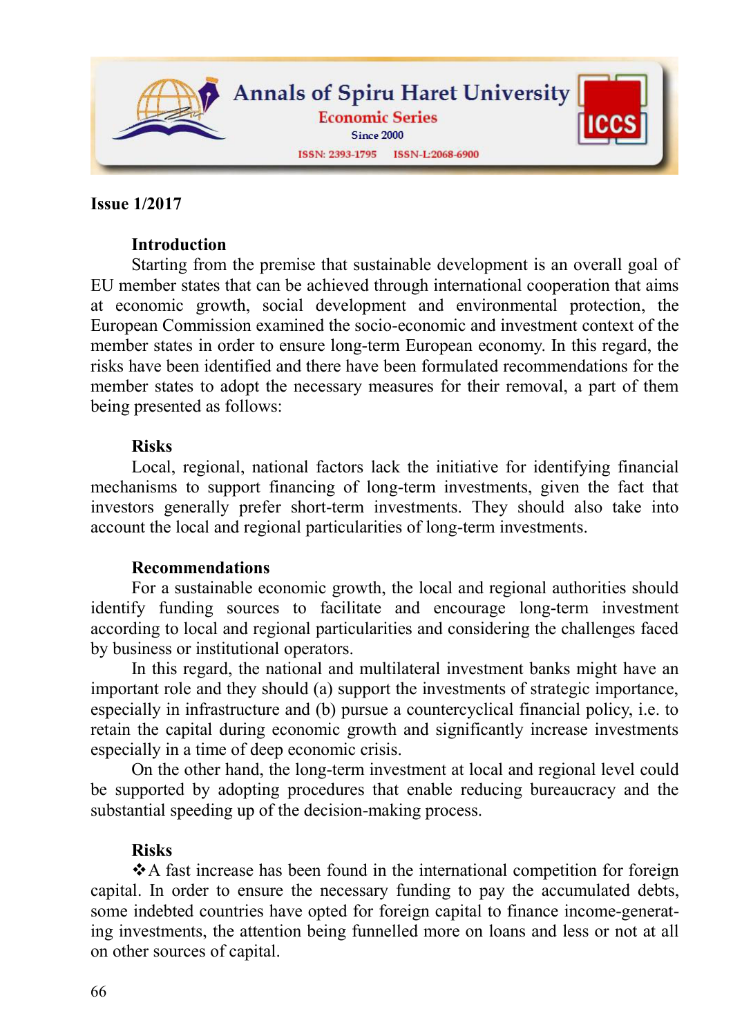**Introduction**

Starting from the premise that sustainable development is an overall goal of EU member states that can be achieved through international cooperation that aims at economic growth, social development and environmental protection, the European Commission examined the socio-economic and investment context of the member states in order to ensure long-term European economy. In this regard, the risks have been identified and there have been formulated recommendations for the member states to adopt the necessary measures for their removal, a part of them being presented as follows:

**Risks**

Local, regional, national factors lack the initiative for identifying financial mechanisms to support financing of long-term investments, given the fact that investors generally prefer short-term investments. They should also take into account the local and regional particularities of long-term investments.

**Recommendations**

For a sustainable economic growth, the local and regional authorities should identify funding sources to facilitate and encourage long-term investment according to local and regional particularities and considering the challenges faced by business or institutional operators.

In this regard, the national and multilateral investment banks might have an important role and they should (a) support the investments of strategic importance, especially in infrastructure and (b) pursue a countercyclical financial policy, i.e. to retain the capital during economic growth and significantly increase investments especially in a time of deep economic crisis.

On the other hand, the long-term investment at local and regional level could be supported by adopting procedures that enable reducing bureaucracy and the substantial speeding up of the decision-making process.

**Risks**

❖ A fast increase has been found in the international competition for foreign capital. In order to ensure the necessary funding to pay the accumulated debts, some indebted countries have opted for foreign capital to finance income-generating investments, the attention being funnelled more on loans and less or not at all on other sources of capital.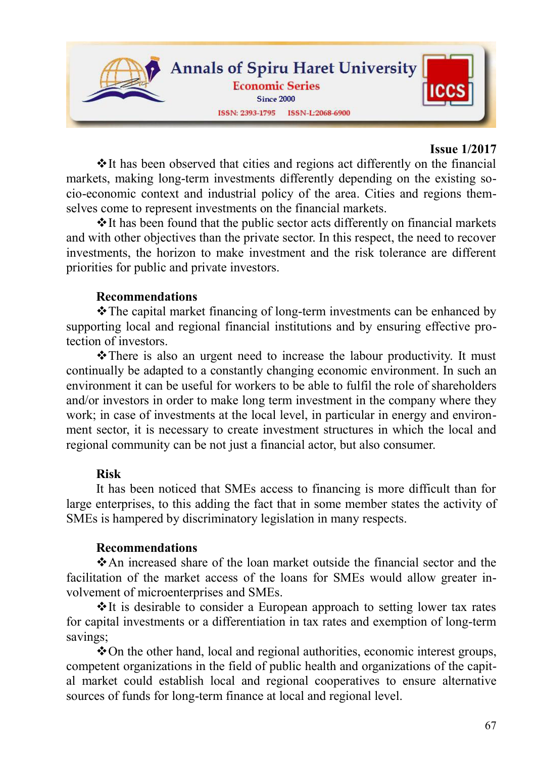- It has been observed that cities and regions act differently on the financial markets, making long-term investments differently depending on the existing socio-economic context and industrial policy of the area. Cities and regions themselves come to represent investments on the financial markets.
- It has been found that the public sector acts differently on financial markets and with other objectives than the private sector. In this respect, the need to recover investments, the horizon to make investment and the risk tolerance are different priorities for public and private investors.

**Recommendations**

- The capital market financing of long-term investments can be enhanced by supporting local and regional financial institutions and by ensuring effective protection of investors.
- There is also an urgent need to increase the labour productivity. It must continually be adapted to a constantly changing economic environment. In such an environment it can be useful for workers to be able to fulfil the role of shareholders and/or investors in order to make long term investment in the company where they work; in case of investments at the local level, in particular in energy and environment sector, it is necessary to create investment structures in which the local and regional community can be not just a financial actor, but also consumer.

**Risk**

It has been noticed that SMEs access to financing is more difficult than for large enterprises, to this adding the fact that in some member states the activity of SMEs is hampered by discriminatory legislation in many respects.

**Recommendations**

- An increased share of the loan market outside the financial sector and the facilitation of the market access of the loans for SMEs would allow greater involvement of microenterprises and SMEs.
- It is desirable to consider a European approach to setting lower tax rates for capital investments or a differentiation in tax rates and exemption of long-term savings;
- On the other hand, local and regional authorities, economic interest groups, competent organizations in the field of public health and organizations of the capital market could establish local and regional cooperatives to ensure alternative sources of funds for long-term finance at local and regional level.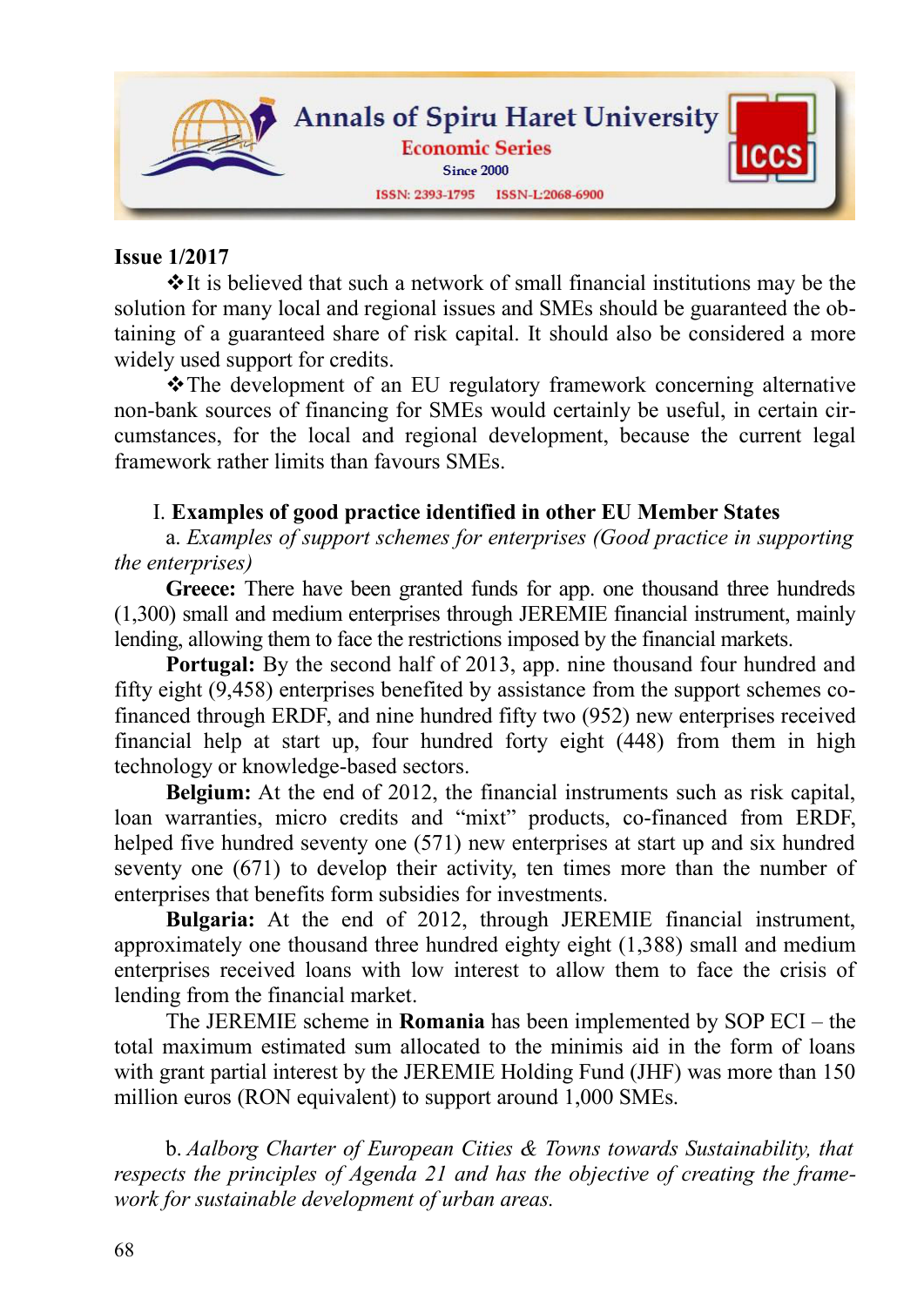❖It is believed that such a network of small financial institutions may be the solution for many local and regional issues and SMEs should be guaranteed the obtaining of a guaranteed share of risk capital. It should also be considered a more widely used support for credits.

❖The development of an EU regulatory framework concerning alternative non-bank sources of financing for SMEs would certainly be useful, in certain circumstances, for the local and regional development, because the current legal framework rather limits than favours SMEs.

I. **Examples of good practice identified in other EU Member States**

a. *Examples of support schemes for enterprises (Good practice in supporting the enterprises)*

**Greece:** There have been granted funds for app. one thousand three hundreds (1,300) small and medium enterprises through JEREMIE financial instrument, mainly lending, allowing them to face the restrictions imposed by the financial markets.

**Portugal:** By the second half of 2013, app. nine thousand four hundred and fifty eight (9,458) enterprises benefited by assistance from the support schemes co-financed through ERDF, and nine hundred fifty two (952) new enterprises received financial help at start up, four hundred forty eight (448) from them in high technology or knowledge-based sectors.

**Belgium:** At the end of 2012, the financial instruments such as risk capital, loan warranties, micro credits and "mixt" products, co-financed from ERDF, helped five hundred seventy one (571) new enterprises at start up and six hundred seventy one (671) to develop their activity, ten times more than the number of enterprises that benefits form subsidies for investments.

**Bulgaria:** At the end of 2012, through JEREMIE financial instrument, approximately one thousand three hundred eighty eight (1,388) small and medium enterprises received loans with low interest to allow them to face the crisis of lending from the financial market.

The JEREMIE scheme in **Romania** has been implemented by SOP ECI – the total maximum estimated sum allocated to the minimis aid in the form of loans with grant partial interest by the JEREMIE Holding Fund (JHF) was more than 150 million euros (RON equivalent) to support around 1,000 SMEs.

b. *Aalborg Charter of European Cities & Towns towards Sustainability, that respects the principles of Agenda 21 and has the objective of creating the framework for sustainable development of urban areas.*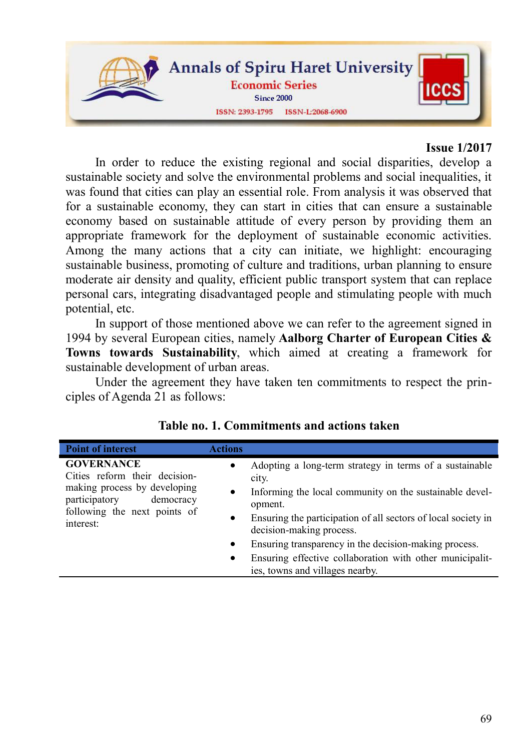In order to reduce the existing regional and social disparities, develop a sustainable society and solve the environmental problems and social inequalities, it was found that cities can play an essential role. From analysis it was observed that for a sustainable economy, they can start in cities that can ensure a sustainable economy based on sustainable attitude of every person by providing them an appropriate framework for the deployment of sustainable economic activities. Among the many actions that a city can initiate, we highlight: encouraging sustainable business, promoting of culture and traditions, urban planning to ensure moderate air density and quality, efficient public transport system that can replace personal cars, integrating disadvantaged people and stimulating people with much potential, etc.

In support of those mentioned above we can refer to the agreement signed in 1994 by several European cities, namely **Aalborg Charter of European Cities & Towns towards Sustainability**, which aimed at creating a framework for sustainable development of urban areas.

Under the agreement they have taken ten commitments to respect the principles of Agenda 21 as follows:

**Table no. 1. Commitments and actions taken**

| Point of interest | Actions |
|---|---|
| **GOVERNANCE**<br>Cities reform their decision-making process by developing participatory democracy following the next points of interest: | • Adopting a long-term strategy in terms of a sustainable city.<br>• Informing the local community on the sustainable development.<br>• Ensuring the participation of all sectors of local society in decision-making process.<br>• Ensuring transparency in the decision-making process.<br>• Ensuring effective collaboration with other municipalities, towns and villages nearby. |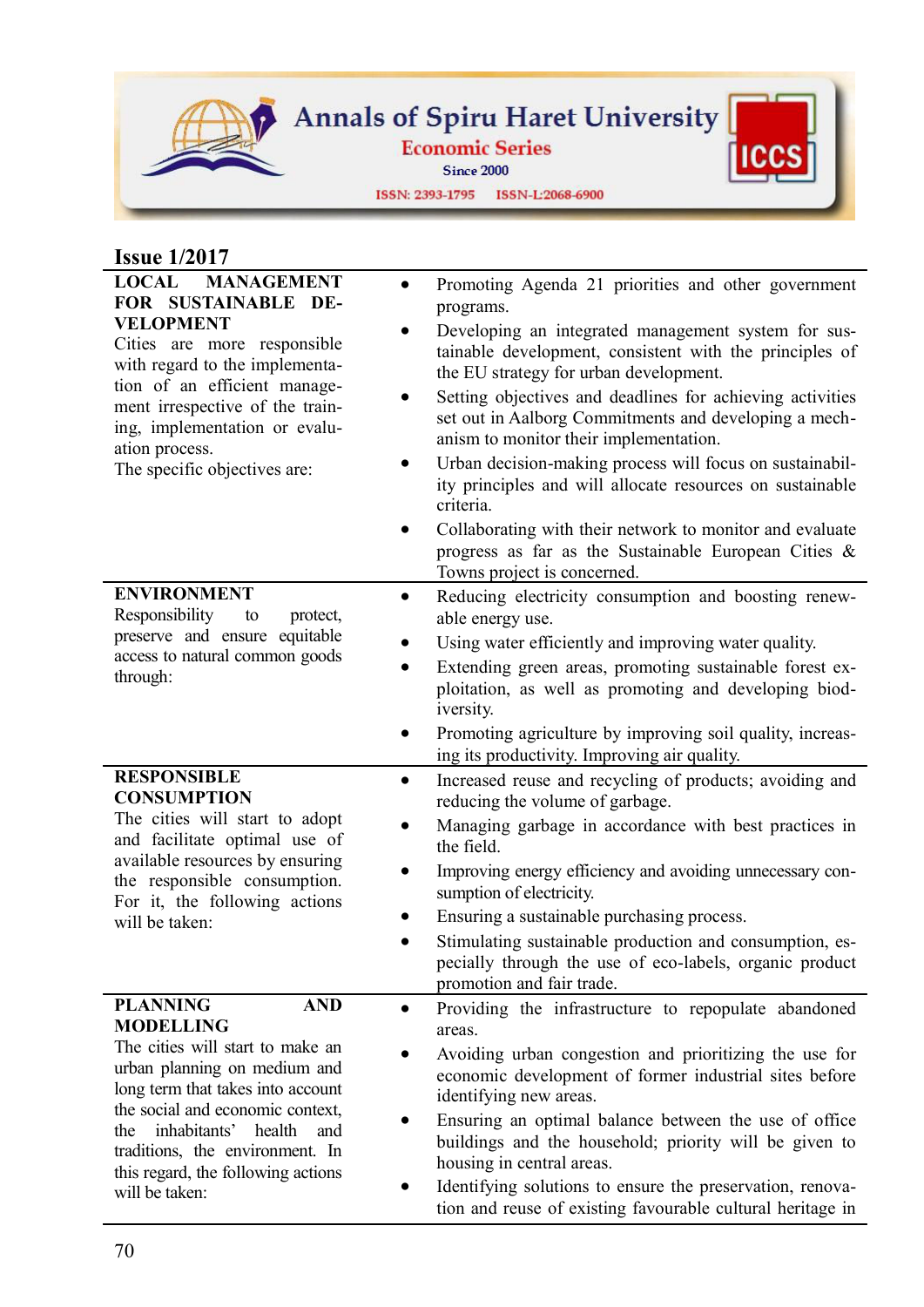| | |
|---|---|
| **LOCAL MANAGEMENT FOR SUSTAINABLE DEVELOPMENT**<br>Cities are more responsible with regard to the implementation of an efficient management irrespective of the training, implementation or evaluation process.<br>The specific objectives are: | • Promoting Agenda 21 priorities and other government programs.<br>• Developing an integrated management system for sustainable development, consistent with the principles of the EU strategy for urban development.<br>• Setting objectives and deadlines for achieving activities set out in Aalborg Commitments and developing a mechanism to monitor their implementation.<br>• Urban decision-making process will focus on sustainability principles and will allocate resources on sustainable criteria.<br>• Collaborating with their network to monitor and evaluate progress as far as the Sustainable European Cities & Towns project is concerned. |
| **ENVIRONMENT**<br>Responsibility to protect, preserve and ensure equitable access to natural common goods through: | • Reducing electricity consumption and boosting renewable energy use.<br>• Using water efficiently and improving water quality.<br>• Extending green areas, promoting sustainable forest exploitation, as well as promoting and developing biodiversity.<br>• Promoting agriculture by improving soil quality, increasing its productivity. Improving air quality. |
| **RESPONSIBLE CONSUMPTION**<br>The cities will start to adopt and facilitate optimal use of available resources by ensuring the responsible consumption. For it, the following actions will be taken: | • Increased reuse and recycling of products; avoiding and reducing the volume of garbage.<br>• Managing garbage in accordance with best practices in the field.<br>• Improving energy efficiency and avoiding unnecessary consumption of electricity.<br>• Ensuring a sustainable purchasing process.<br>• Stimulating sustainable production and consumption, especially through the use of eco-labels, organic product promotion and fair trade. |
| **PLANNING AND MODELLING**<br>The cities will start to make an urban planning on medium and long term that takes into account the social and economic context, the inhabitants' health and traditions, the environment. In this regard, the following actions will be taken: | • Providing the infrastructure to repopulate abandoned areas.<br>• Avoiding urban congestion and prioritizing the use for economic development of former industrial sites before identifying new areas.<br>• Ensuring an optimal balance between the use of office buildings and the household; priority will be given to housing in central areas.<br>• Identifying solutions to ensure the preservation, renovation and reuse of existing favourable cultural heritage in |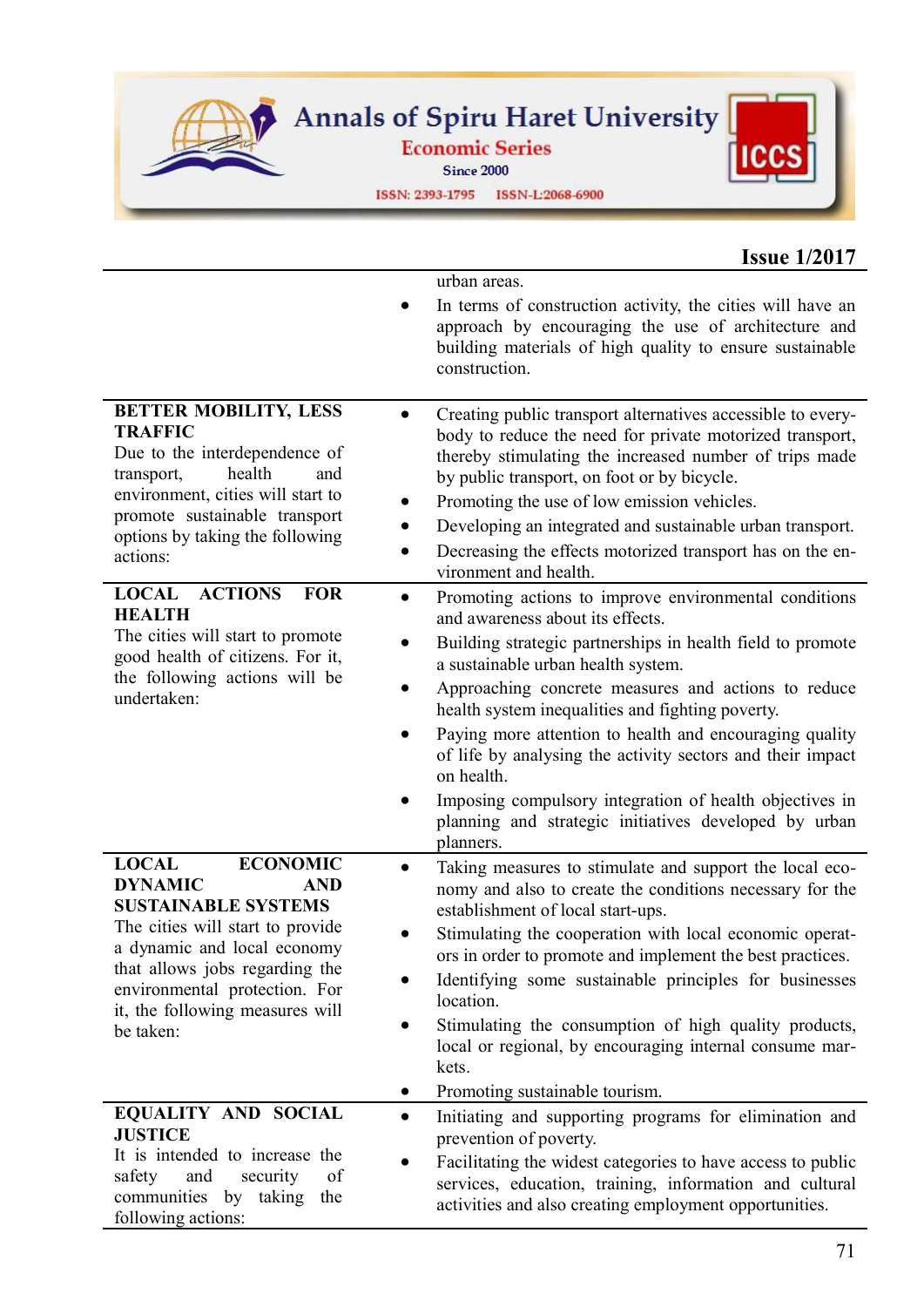| | |
|---|---|
| | urban areas.<br>• In terms of construction activity, the cities will have an approach by encouraging the use of architecture and building materials of high quality to ensure sustainable construction. |
| **BETTER MOBILITY, LESS TRAFFIC**<br>Due to the interdependence of transport, health and environment, cities will start to promote sustainable transport options by taking the following actions: | • Creating public transport alternatives accessible to everybody to reduce the need for private motorized transport, thereby stimulating the increased number of trips made by public transport, on foot or by bicycle.<br>• Promoting the use of low emission vehicles.<br>• Developing an integrated and sustainable urban transport.<br>• Decreasing the effects motorized transport has on the environment and health. |
| **LOCAL ACTIONS FOR HEALTH**<br>The cities will start to promote good health of citizens. For it, the following actions will be undertaken: | • Promoting actions to improve environmental conditions and awareness about its effects.<br>• Building strategic partnerships in health field to promote a sustainable urban health system.<br>• Approaching concrete measures and actions to reduce health system inequalities and fighting poverty.<br>• Paying more attention to health and encouraging quality of life by analysing the activity sectors and their impact on health.<br>• Imposing compulsory integration of health objectives in planning and strategic initiatives developed by urban planners. |
| **LOCAL ECONOMIC DYNAMIC AND SUSTAINABLE SYSTEMS**<br>The cities will start to provide a dynamic and local economy that allows jobs regarding the environmental protection. For it, the following measures will be taken: | • Taking measures to stimulate and support the local economy and also to create the conditions necessary for the establishment of local start-ups.<br>• Stimulating the cooperation with local economic operators in order to promote and implement the best practices.<br>• Identifying some sustainable principles for businesses location.<br>• Stimulating the consumption of high quality products, local or regional, by encouraging internal consume markets.<br>• Promoting sustainable tourism. |
| **EQUALITY AND SOCIAL JUSTICE**<br>It is intended to increase the safety and security of communities by taking the following actions: | • Initiating and supporting programs for elimination and prevention of poverty.<br>• Facilitating the widest categories to have access to public services, education, training, information and cultural activities and also creating employment opportunities. |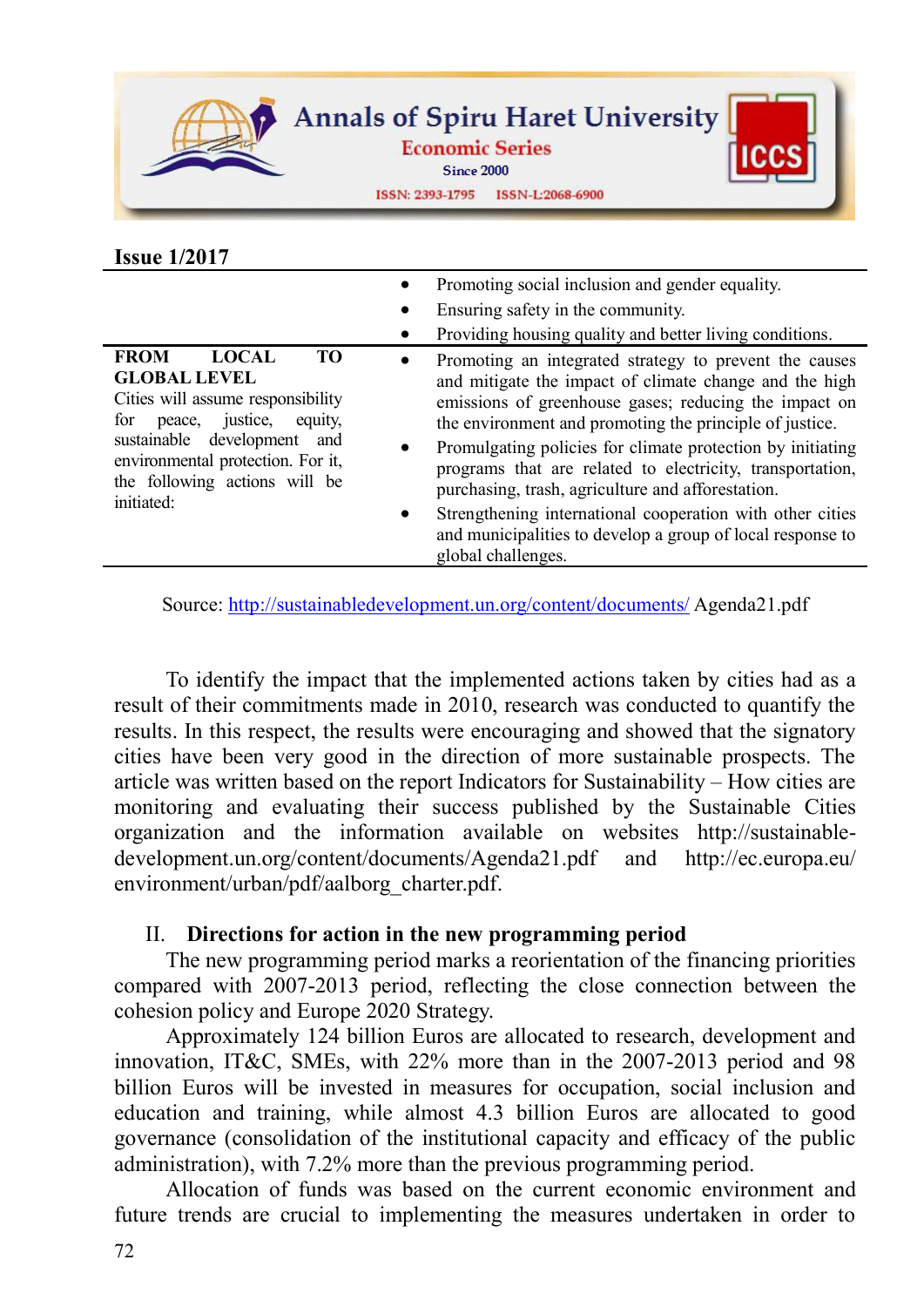| | |
|---|---|
| | • Promoting social inclusion and gender equality.<br>• Ensuring safety in the community.<br>• Providing housing quality and better living conditions. |
| **FROM LOCAL TO GLOBAL LEVEL**<br>Cities will assume responsibility for peace, justice, equity, sustainable development and environmental protection. For it, the following actions will be initiated: | • Promoting an integrated strategy to prevent the causes and mitigate the impact of climate change and the high emissions of greenhouse gases; reducing the impact on the environment and promoting the principle of justice.<br>• Promulgating policies for climate protection by initiating programs that are related to electricity, transportation, purchasing, trash, agriculture and afforestation.<br>• Strengthening international cooperation with other cities and municipalities to develop a group of local response to global challenges. |

Source: http://sustainabledevelopment.un.org/content/documents/ Agenda21.pdf

To identify the impact that the implemented actions taken by cities had as a result of their commitments made in 2010, research was conducted to quantify the results. In this respect, the results were encouraging and showed that the signatory cities have been very good in the direction of more sustainable prospects. The article was written based on the report Indicators for Sustainability – How cities are monitoring and evaluating their success published by the Sustainable Cities organization and the information available on websites http://sustainable-development.un.org/content/documents/Agenda21.pdf and http://ec.europa.eu/environment/urban/pdf/aalborg_charter.pdf.

## II. Directions for action in the new programming period

The new programming period marks a reorientation of the financing priorities compared with 2007-2013 period, reflecting the close connection between the cohesion policy and Europe 2020 Strategy.

Approximately 124 billion Euros are allocated to research, development and innovation, IT&C, SMEs, with 22% more than in the 2007-2013 period and 98 billion Euros will be invested in measures for occupation, social inclusion and education and training, while almost 4.3 billion Euros are allocated to good governance (consolidation of the institutional capacity and efficacy of the public administration), with 7.2% more than the previous programming period.

Allocation of funds was based on the current economic environment and future trends are crucial to implementing the measures undertaken in order to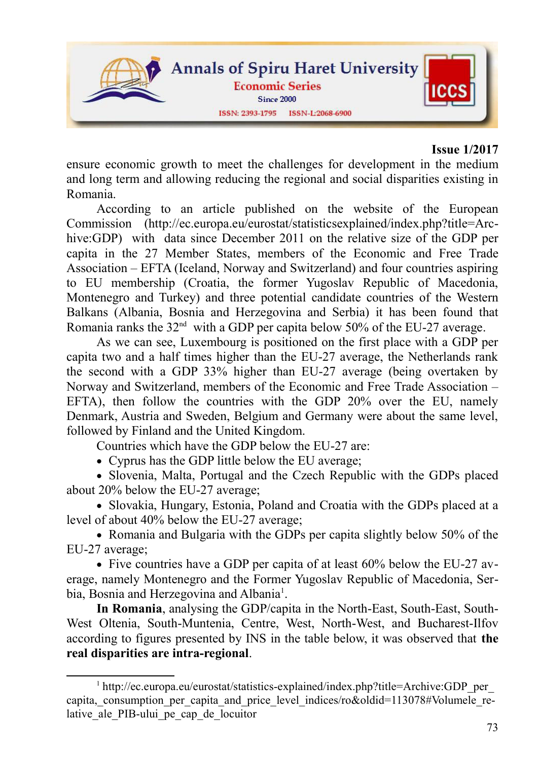ensure economic growth to meet the challenges for development in the medium and long term and allowing reducing the regional and social disparities existing in Romania.

According to an article published on the website of the European Commission (http://ec.europa.eu/eurostat/statisticsexplained/index.php?title=Archive:GDP) with data since December 2011 on the relative size of the GDP per capita in the 27 Member States, members of the Economic and Free Trade Association – EFTA (Iceland, Norway and Switzerland) and four countries aspiring to EU membership (Croatia, the former Yugoslav Republic of Macedonia, Montenegro and Turkey) and three potential candidate countries of the Western Balkans (Albania, Bosnia and Herzegovina and Serbia) it has been found that Romania ranks the 32nd with a GDP per capita below 50% of the EU-27 average.

As we can see, Luxembourg is positioned on the first place with a GDP per capita two and a half times higher than the EU-27 average, the Netherlands rank the second with a GDP 33% higher than EU-27 average (being overtaken by Norway and Switzerland, members of the Economic and Free Trade Association – EFTA), then follow the countries with the GDP 20% over the EU, namely Denmark, Austria and Sweden, Belgium and Germany were about the same level, followed by Finland and the United Kingdom.

Countries which have the GDP below the EU-27 are:

- Cyprus has the GDP little below the EU average;
- Slovenia, Malta, Portugal and the Czech Republic with the GDPs placed about 20% below the EU-27 average;
- Slovakia, Hungary, Estonia, Poland and Croatia with the GDPs placed at a level of about 40% below the EU-27 average;
- Romania and Bulgaria with the GDPs per capita slightly below 50% of the EU-27 average;
- Five countries have a GDP per capita of at least 60% below the EU-27 average, namely Montenegro and the Former Yugoslav Republic of Macedonia, Serbia, Bosnia and Herzegovina and Albania[1].

**In Romania**, analysing the GDP/capita in the North-East, South-East, South-West Oltenia, South-Muntenia, Centre, West, North-West, and Bucharest-Ilfov according to figures presented by INS in the table below, it was observed that **the real disparities are intra-regional**.

---

[1] http://ec.europa.eu/eurostat/statistics-explained/index.php?title=Archive:GDP_per_capita,_consumption_per_capita_and_price_level_indices/ro&oldid=113078#Volumele_relative_ale_PIB-ului_pe_cap_de_locuitor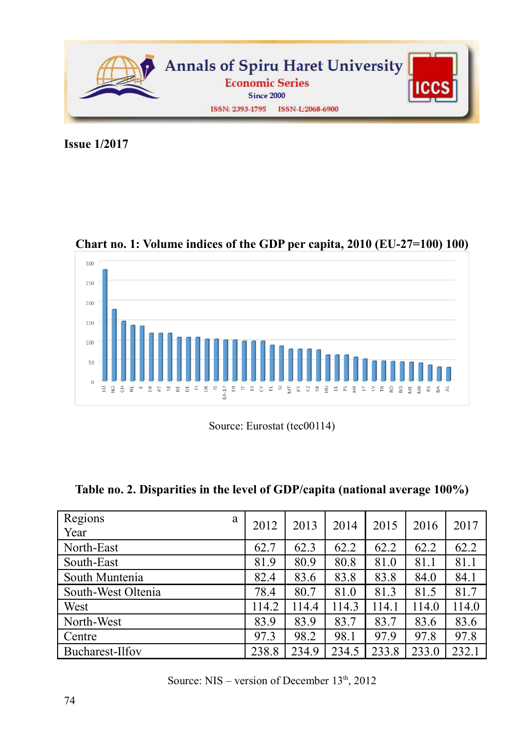Chart no. 1: Volume indices of the GDP per capita, 2010 (EU-27=100) 100)

Source: Eurostat (tec00114)

**Table no. 2. Disparities in the level of GDP/capita (national average 100%)**

| Regions a<br>Year | 2012 | 2013 | 2014 | 2015 | 2016 | 2017 |
|---|---|---|---|---|---|---|
| North-East | 62.7 | 62.3 | 62.2 | 62.2 | 62.2 | 62.2 |
| South-East | 81.9 | 80.9 | 80.8 | 81.0 | 81.1 | 81.1 |
| South Muntenia | 82.4 | 83.6 | 83.8 | 83.8 | 84.0 | 84.1 |
| South-West Oltenia | 78.4 | 80.7 | 81.0 | 81.3 | 81.5 | 81.7 |
| West | 114.2 | 114.4 | 114.3 | 114.1 | 114.0 | 114.0 |
| North-West | 83.9 | 83.9 | 83.7 | 83.7 | 83.6 | 83.6 |
| Centre | 97.3 | 98.2 | 98.1 | 97.9 | 97.8 | 97.8 |
| Bucharest-Ilfov | 238.8 | 234.9 | 234.5 | 233.8 | 233.0 | 232.1 |

Source: NIS – version of December 13th, 2012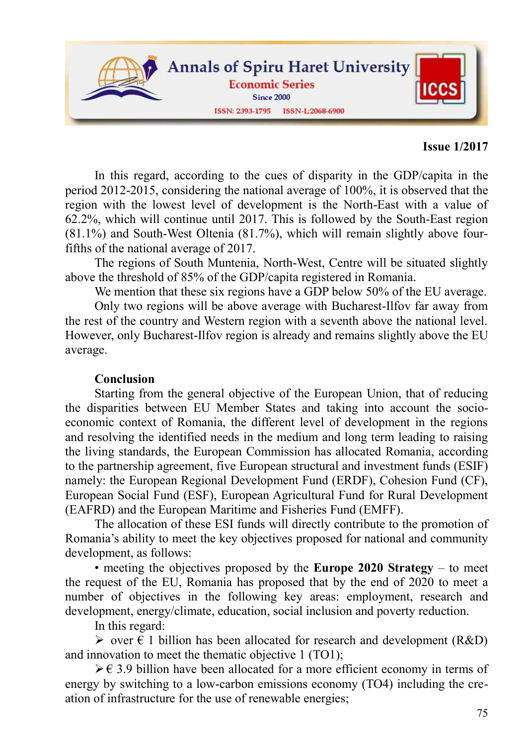In this regard, according to the cues of disparity in the GDP/capita in the period 2012-2015, considering the national average of 100%, it is observed that the region with the lowest level of development is the North-East with a value of 62.2%, which will continue until 2017. This is followed by the South-East region (81.1%) and South-West Oltenia (81.7%), which will remain slightly above four-fifths of the national average of 2017.

The regions of South Muntenia, North-West, Centre will be situated slightly above the threshold of 85% of the GDP/capita registered in Romania.

We mention that these six regions have a GDP below 50% of the EU average.

Only two regions will be above average with Bucharest-Ilfov far away from the rest of the country and Western region with a seventh above the national level. However, only Bucharest-Ilfov region is already and remains slightly above the EU average.

## Conclusion

Starting from the general objective of the European Union, that of reducing the disparities between EU Member States and taking into account the socio-economic context of Romania, the different level of development in the regions and resolving the identified needs in the medium and long term leading to raising the living standards, the European Commission has allocated Romania, according to the partnership agreement, five European structural and investment funds (ESIF) namely: the European Regional Development Fund (ERDF), Cohesion Fund (CF), European Social Fund (ESF), European Agricultural Fund for Rural Development (EAFRD) and the European Maritime and Fisheries Fund (EMFF).

The allocation of these ESI funds will directly contribute to the promotion of Romania's ability to meet the key objectives proposed for national and community development, as follows:

• meeting the objectives proposed by the **Europe 2020 Strategy** – to meet the request of the EU, Romania has proposed that by the end of 2020 to meet a number of objectives in the following key areas: employment, research and development, energy/climate, education, social inclusion and poverty reduction.

In this regard:

➢ over € 1 billion has been allocated for research and development (R&D) and innovation to meet the thematic objective 1 (TO1);

➢ € 3.9 billion have been allocated for a more efficient economy in terms of energy by switching to a low-carbon emissions economy (TO4) including the creation of infrastructure for the use of renewable energies;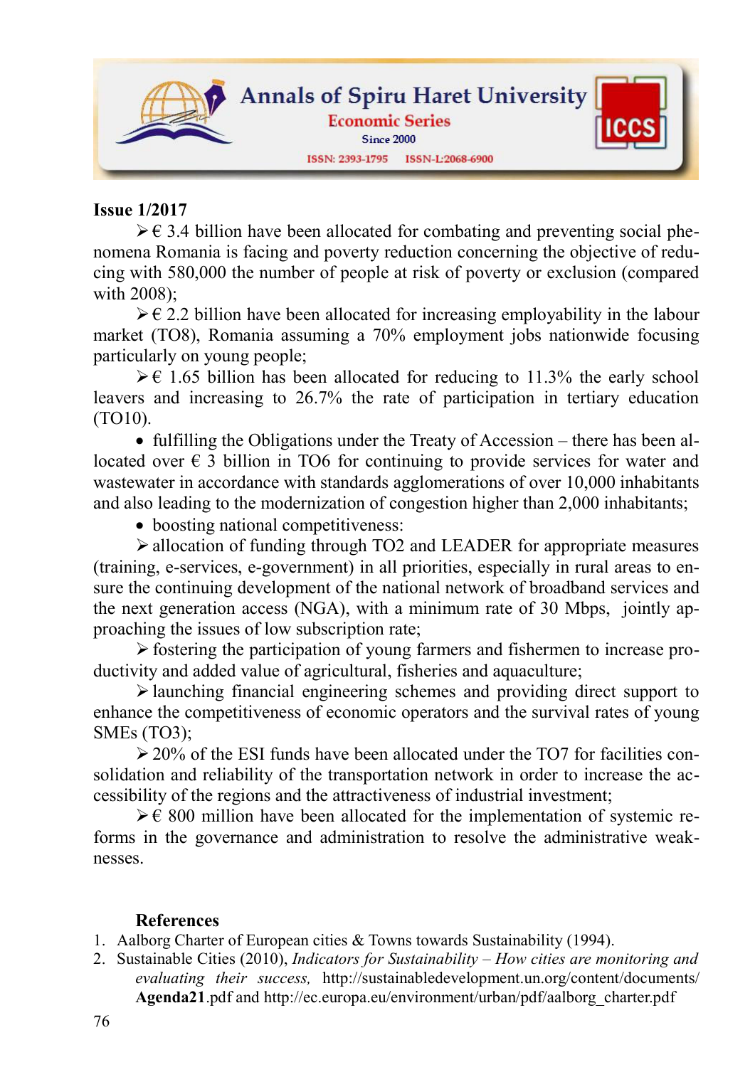- ➢ € 3.4 billion have been allocated for combating and preventing social phenomena Romania is facing and poverty reduction concerning the objective of reducing with 580,000 the number of people at risk of poverty or exclusion (compared with 2008);
- ➢ € 2.2 billion have been allocated for increasing employability in the labour market (TO8), Romania assuming a 70% employment jobs nationwide focusing particularly on young people;
- ➢ € 1.65 billion has been allocated for reducing to 11.3% the early school leavers and increasing to 26.7% the rate of participation in tertiary education (TO10).

- fulfilling the Obligations under the Treaty of Accession – there has been allocated over € 3 billion in TO6 for continuing to provide services for water and wastewater in accordance with standards agglomerations of over 10,000 inhabitants and also leading to the modernization of congestion higher than 2,000 inhabitants;
- boosting national competitiveness:
  - ➢ allocation of funding through TO2 and LEADER for appropriate measures (training, e-services, e-government) in all priorities, especially in rural areas to ensure the continuing development of the national network of broadband services and the next generation access (NGA), with a minimum rate of 30 Mbps, jointly approaching the issues of low subscription rate;
  - ➢ fostering the participation of young farmers and fishermen to increase productivity and added value of agricultural, fisheries and aquaculture;
  - ➢ launching financial engineering schemes and providing direct support to enhance the competitiveness of economic operators and the survival rates of young SMEs (TO3);
  - ➢ 20% of the ESI funds have been allocated under the TO7 for facilities consolidation and reliability of the transportation network in order to increase the accessibility of the regions and the attractiveness of industrial investment;
  - ➢ € 800 million have been allocated for the implementation of systemic reforms in the governance and administration to resolve the administrative weaknesses.

## References

1. Aalborg Charter of European cities & Towns towards Sustainability (1994).
2. Sustainable Cities (2010), *Indicators for Sustainability – How cities are monitoring and evaluating their success,* http://sustainabledevelopment.un.org/content/documents/**Agenda21**.pdf and http://ec.europa.eu/environment/urban/pdf/aalborg_charter.pdf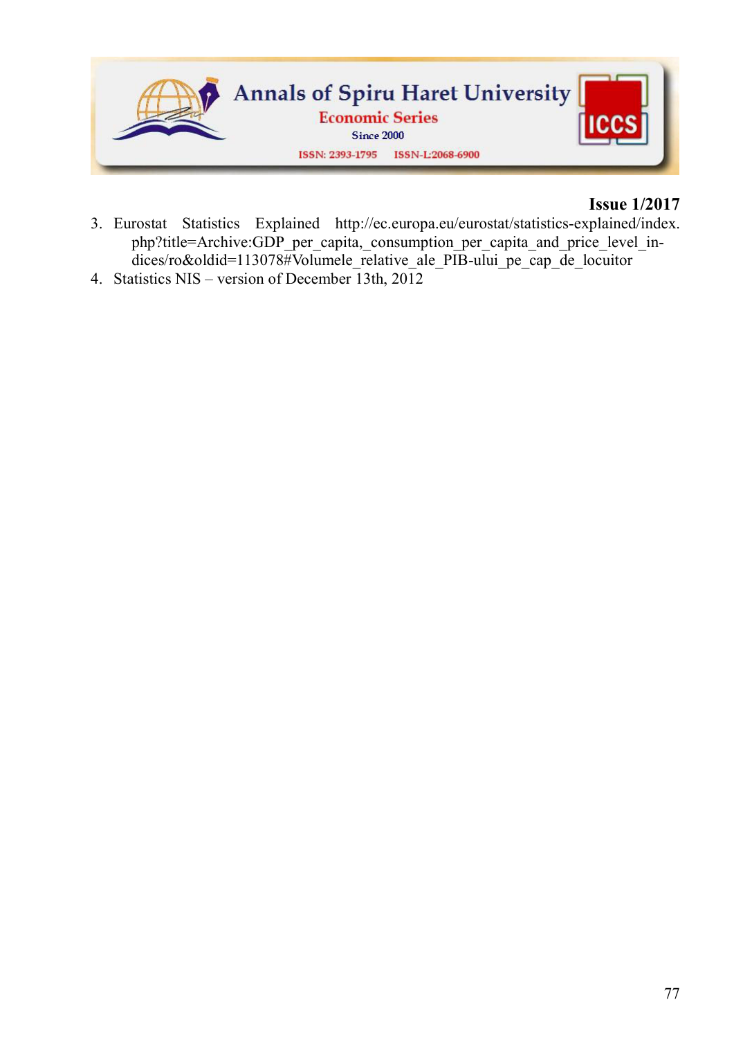3. Eurostat Statistics Explained http://ec.europa.eu/eurostat/statistics-explained/index.php?title=Archive:GDP_per_capita,_consumption_per_capita_and_price_level_indices/ro&oldid=113078#Volumele_relative_ale_PIB-ului_pe_cap_de_locuitor
4. Statistics NIS – version of December 13th, 2012